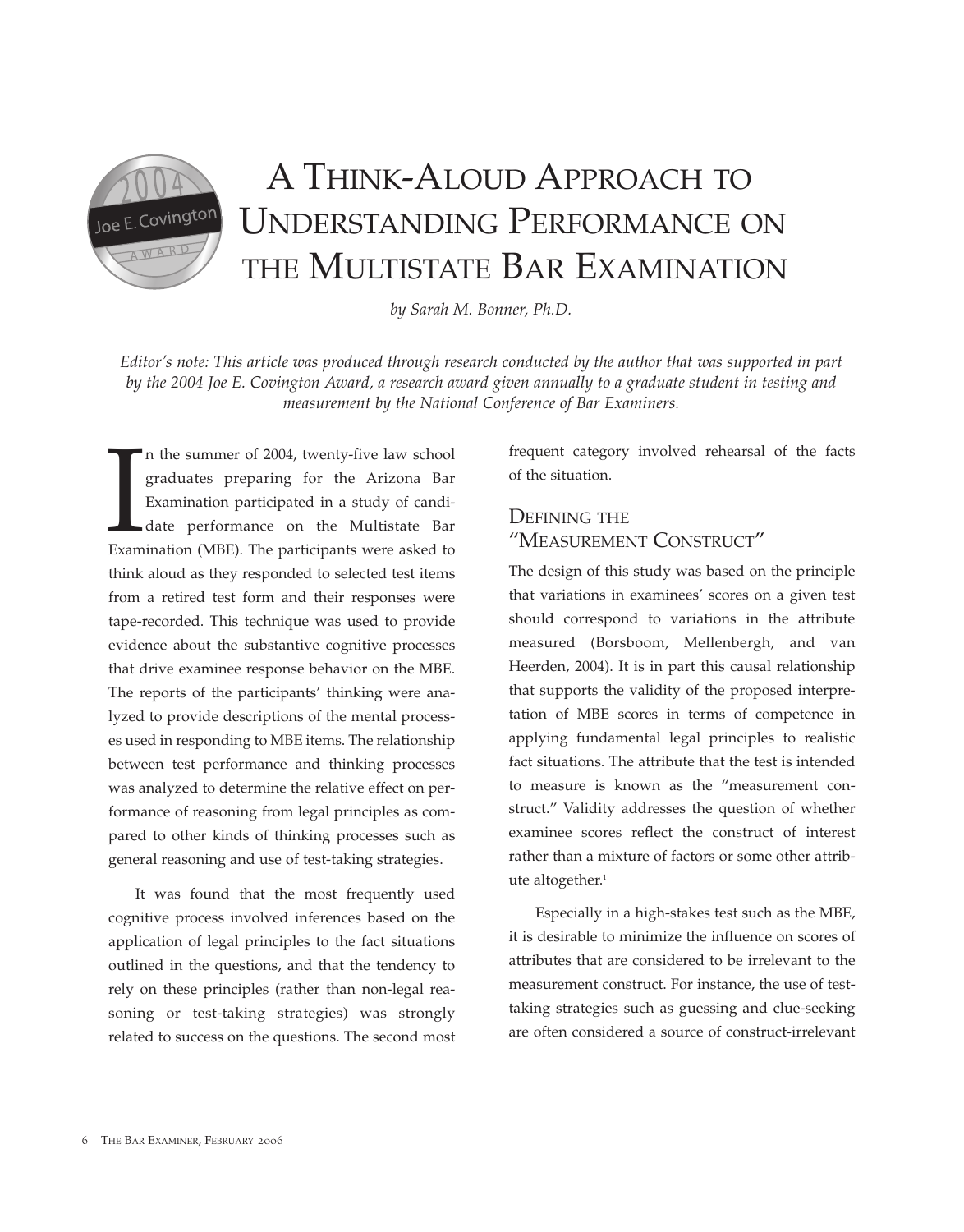# A Think-Aloud Approach to Understanding Performance on the Multistate Bar Examination

*by Sarah M. Bonner, Ph.D.*

*Editor's note: This article was produced through research conducted by the author that was supported in part by the 2004 Joe E. Covington Award, a research award given annually to a graduate student in testing and measurement by the National Conference of Bar Examiners.*

In the summer of 2004, twenty-five law school graduates preparing for the Arizona Bar Examination participated in a study of candidate performance on the Multistate Bar Examination (MBE). The participants were asked to think aloud as they responded to selected test items from a retired test form and their responses were tape-recorded. This technique was used to provide evidence about the substantive cognitive processes that drive examinee response behavior on the MBE. The reports of the participants' thinking were analyzed to provide descriptions of the mental processes used in responding to MBE items. The relationship between test performance and thinking processes was analyzed to determine the relative effect on performance of reasoning from legal principles as compared to other kinds of thinking processes such as general reasoning and use of test-taking strategies.

It was found that the most frequently used cognitive process involved inferences based on the application of legal principles to the fact situations outlined in the questions, and that the tendency to rely on these principles (rather than non-legal reasoning or test-taking strategies) was strongly related to success on the questions. The second most frequent category involved rehearsal of the facts of the situation.

## Defining the "Measurement Construct"

The design of this study was based on the principle that variations in examinees' scores on a given test should correspond to variations in the attribute measured (Borsboom, Mellenbergh, and van Heerden, 2004). It is in part this causal relationship that supports the validity of the proposed interpretation of MBE scores in terms of competence in applying fundamental legal principles to realistic fact situations. The attribute that the test is intended to measure is known as the "measurement construct." Validity addresses the question of whether examinee scores reflect the construct of interest rather than a mixture of factors or some other attribute altogether.[1]

Especially in a high-stakes test such as the MBE, it is desirable to minimize the influence on scores of attributes that are considered to be irrelevant to the measurement construct. For instance, the use of test-taking strategies such as guessing and clue-seeking are often considered a source of construct-irrelevant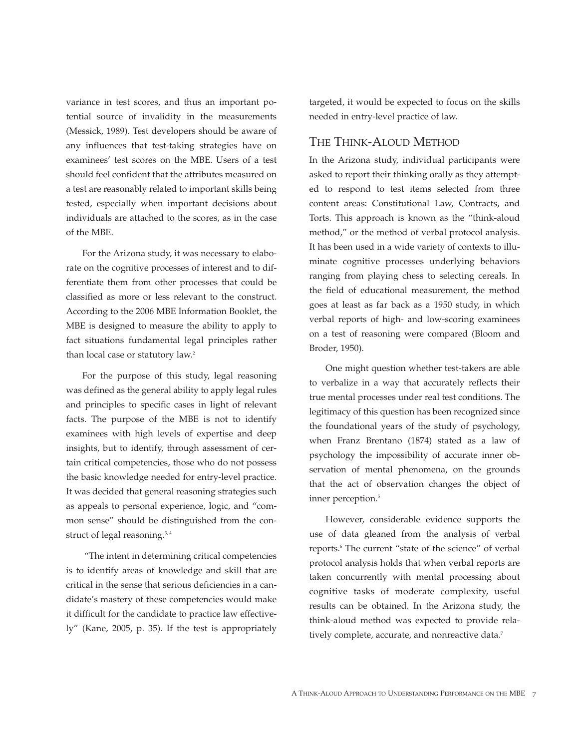variance in test scores, and thus an important potential source of invalidity in the measurements (Messick, 1989). Test developers should be aware of any influences that test-taking strategies have on examinees' test scores on the MBE. Users of a test should feel confident that the attributes measured on a test are reasonably related to important skills being tested, especially when important decisions about individuals are attached to the scores, as in the case of the MBE.

For the Arizona study, it was necessary to elaborate on the cognitive processes of interest and to differentiate them from other processes that could be classified as more or less relevant to the construct. According to the 2006 MBE Information Booklet, the MBE is designed to measure the ability to apply to fact situations fundamental legal principles rather than local case or statutory law.[2]

For the purpose of this study, legal reasoning was defined as the general ability to apply legal rules and principles to specific cases in light of relevant facts. The purpose of the MBE is not to identify examinees with high levels of expertise and deep insights, but to identify, through assessment of certain critical competencies, those who do not possess the basic knowledge needed for entry-level practice. It was decided that general reasoning strategies such as appeals to personal experience, logic, and "common sense" should be distinguished from the construct of legal reasoning.[3, 4]

"The intent in determining critical competencies is to identify areas of knowledge and skill that are critical in the sense that serious deficiencies in a candidate's mastery of these competencies would make it difficult for the candidate to practice law effectively" (Kane, 2005, p. 35). If the test is appropriately targeted, it would be expected to focus on the skills needed in entry-level practice of law.

## The Think-Aloud Method

In the Arizona study, individual participants were asked to report their thinking orally as they attempted to respond to test items selected from three content areas: Constitutional Law, Contracts, and Torts. This approach is known as the "think-aloud method," or the method of verbal protocol analysis. It has been used in a wide variety of contexts to illuminate cognitive processes underlying behaviors ranging from playing chess to selecting cereals. In the field of educational measurement, the method goes at least as far back as a 1950 study, in which verbal reports of high- and low-scoring examinees on a test of reasoning were compared (Bloom and Broder, 1950).

One might question whether test-takers are able to verbalize in a way that accurately reflects their true mental processes under real test conditions. The legitimacy of this question has been recognized since the foundational years of the study of psychology, when Franz Brentano (1874) stated as a law of psychology the impossibility of accurate inner observation of mental phenomena, on the grounds that the act of observation changes the object of inner perception.[5]

However, considerable evidence supports the use of data gleaned from the analysis of verbal reports.[6] The current "state of the science" of verbal protocol analysis holds that when verbal reports are taken concurrently with mental processing about cognitive tasks of moderate complexity, useful results can be obtained. In the Arizona study, the think-aloud method was expected to provide relatively complete, accurate, and nonreactive data.[7]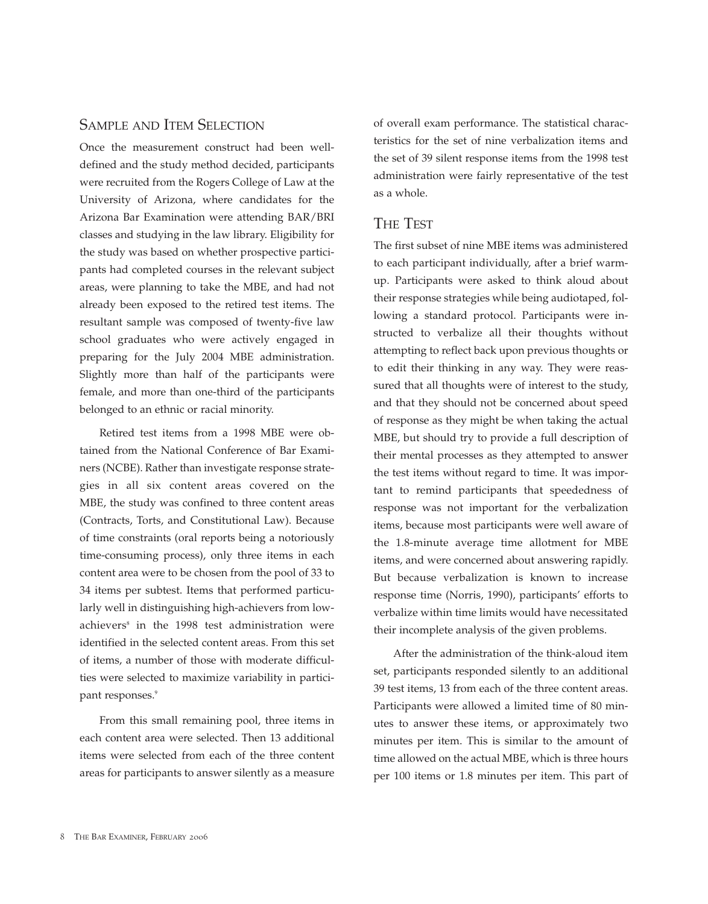## Sample and Item Selection

Once the measurement construct had been well-defined and the study method decided, participants were recruited from the Rogers College of Law at the University of Arizona, where candidates for the Arizona Bar Examination were attending BAR/BRI classes and studying in the law library. Eligibility for the study was based on whether prospective participants had completed courses in the relevant subject areas, were planning to take the MBE, and had not already been exposed to the retired test items. The resultant sample was composed of twenty-five law school graduates who were actively engaged in preparing for the July 2004 MBE administration. Slightly more than half of the participants were female, and more than one-third of the participants belonged to an ethnic or racial minority.

Retired test items from a 1998 MBE were obtained from the National Conference of Bar Examiners (NCBE). Rather than investigate response strategies in all six content areas covered on the MBE, the study was confined to three content areas (Contracts, Torts, and Constitutional Law). Because of time constraints (oral reports being a notoriously time-consuming process), only three items in each content area were to be chosen from the pool of 33 to 34 items per subtest. Items that performed particularly well in distinguishing high-achievers from low-achievers[8] in the 1998 test administration were identified in the selected content areas. From this set of items, a number of those with moderate difficulties were selected to maximize variability in participant responses.[9]

From this small remaining pool, three items in each content area were selected. Then 13 additional items were selected from each of the three content areas for participants to answer silently as a measure of overall exam performance. The statistical characteristics for the set of nine verbalization items and the set of 39 silent response items from the 1998 test administration were fairly representative of the test as a whole.

## The Test

The first subset of nine MBE items was administered to each participant individually, after a brief warm-up. Participants were asked to think aloud about their response strategies while being audiotaped, following a standard protocol. Participants were instructed to verbalize all their thoughts without attempting to reflect back upon previous thoughts or to edit their thinking in any way. They were reassured that all thoughts were of interest to the study, and that they should not be concerned about speed of response as they might be when taking the actual MBE, but should try to provide a full description of their mental processes as they attempted to answer the test items without regard to time. It was important to remind participants that speededness of response was not important for the verbalization items, because most participants were well aware of the 1.8-minute average time allotment for MBE items, and were concerned about answering rapidly. But because verbalization is known to increase response time (Norris, 1990), participants' efforts to verbalize within time limits would have necessitated their incomplete analysis of the given problems.

After the administration of the think-aloud item set, participants responded silently to an additional 39 test items, 13 from each of the three content areas. Participants were allowed a limited time of 80 minutes to answer these items, or approximately two minutes per item. This is similar to the amount of time allowed on the actual MBE, which is three hours per 100 items or 1.8 minutes per item. This part of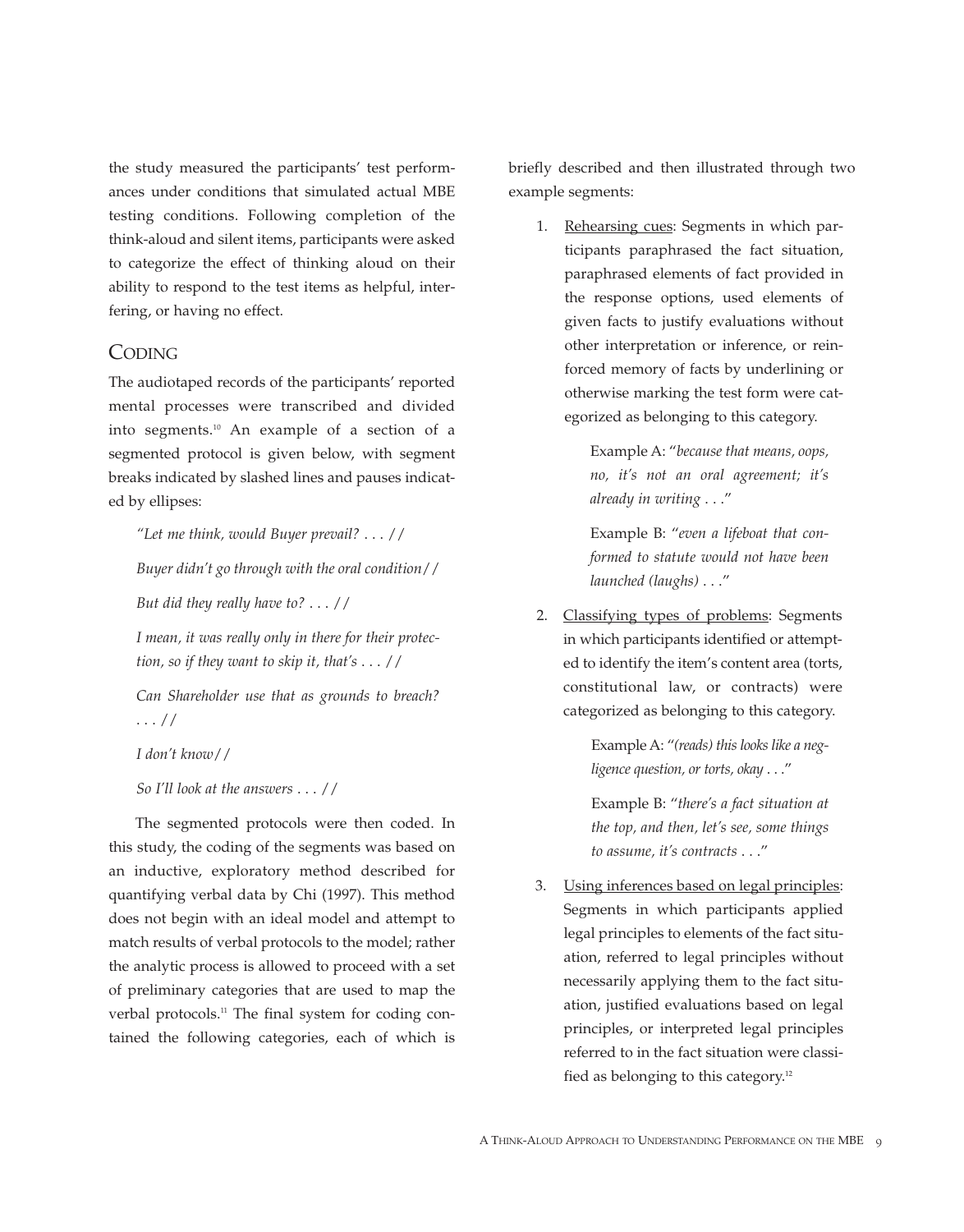the study measured the participants' test performances under conditions that simulated actual MBE testing conditions. Following completion of the think-aloud and silent items, participants were asked to categorize the effect of thinking aloud on their ability to respond to the test items as helpful, interfering, or having no effect.

## Coding

The audiotaped records of the participants' reported mental processes were transcribed and divided into segments.[10] An example of a section of a segmented protocol is given below, with segment breaks indicated by slashed lines and pauses indicated by ellipses:

> *"Let me think, would Buyer prevail? . . . //*
>
> *Buyer didn't go through with the oral condition//*
>
> *But did they really have to? . . . //*
>
> *I mean, it was really only in there for their protection, so if they want to skip it, that's . . . //*
>
> *Can Shareholder use that as grounds to breach? . . . //*
>
> *I don't know//*
>
> *So I'll look at the answers . . . //*

The segmented protocols were then coded. In this study, the coding of the segments was based on an inductive, exploratory method described for quantifying verbal data by Chi (1997). This method does not begin with an ideal model and attempt to match results of verbal protocols to the model; rather the analytic process is allowed to proceed with a set of preliminary categories that are used to map the verbal protocols.[11] The final system for coding contained the following categories, each of which is briefly described and then illustrated through two example segments:

1. Rehearsing cues: Segments in which participants paraphrased the fact situation, paraphrased elements of fact provided in the response options, used elements of given facts to justify evaluations without other interpretation or inference, or reinforced memory of facts by underlining or otherwise marking the test form were categorized as belonging to this category.

   Example A: "*because that means, oops, no, it's not an oral agreement; it's already in writing . . .*"

   Example B: "*even a lifeboat that conformed to statute would not have been launched (laughs) . . .*"

2. Classifying types of problems: Segments in which participants identified or attempted to identify the item's content area (torts, constitutional law, or contracts) were categorized as belonging to this category.

   Example A: "*(reads) this looks like a negligence question, or torts, okay . . .*"

   Example B: "*there's a fact situation at the top, and then, let's see, some things to assume, it's contracts . . .*"

3. Using inferences based on legal principles: Segments in which participants applied legal principles to elements of the fact situation, referred to legal principles without necessarily applying them to the fact situation, justified evaluations based on legal principles, or interpreted legal principles referred to in the fact situation were classified as belonging to this category.[12]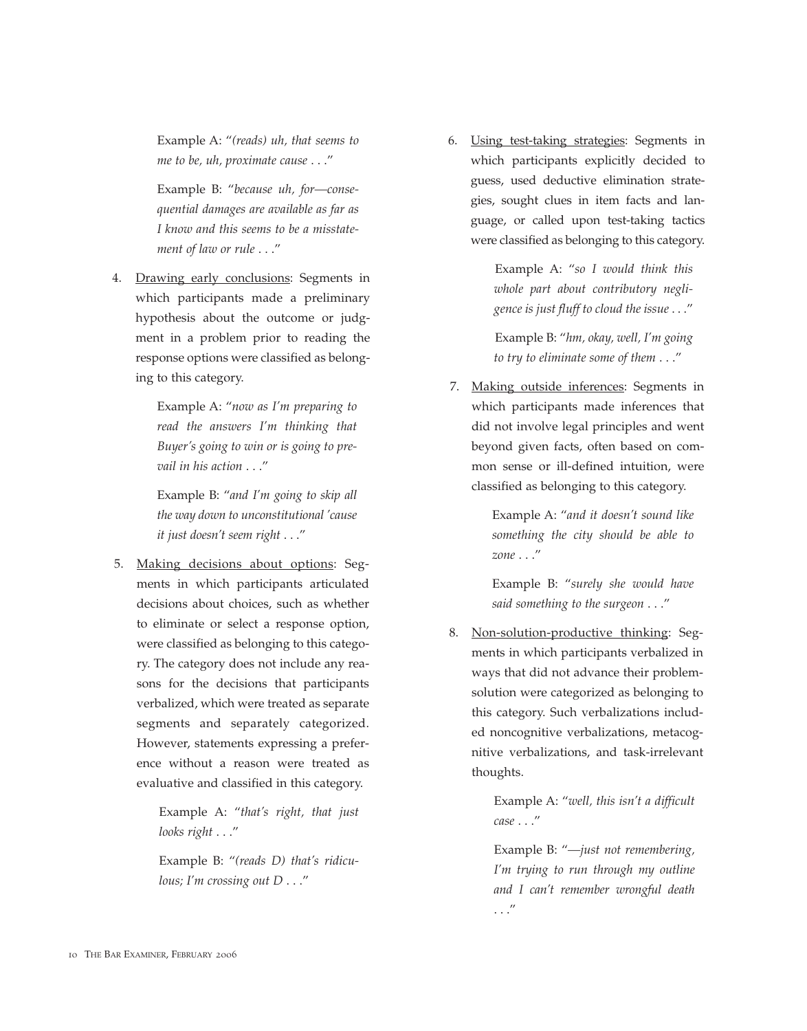Example A: "*(reads) uh, that seems to me to be, uh, proximate cause . . .*"

Example B: "*because uh, for—consequential damages are available as far as I know and this seems to be a misstatement of law or rule . . .*"

4. Drawing early conclusions: Segments in which participants made a preliminary hypothesis about the outcome or judgment in a problem prior to reading the response options were classified as belonging to this category.

   Example A: "*now as I'm preparing to read the answers I'm thinking that Buyer's going to win or is going to prevail in his action . . .*"

   Example B: "*and I'm going to skip all the way down to unconstitutional 'cause it just doesn't seem right . . .*"

5. Making decisions about options: Segments in which participants articulated decisions about choices, such as whether to eliminate or select a response option, were classified as belonging to this category. The category does not include any reasons for the decisions that participants verbalized, which were treated as separate segments and separately categorized. However, statements expressing a preference without a reason were treated as evaluative and classified in this category.

   Example A: "*that's right, that just looks right . . .*"

   Example B: "*(reads D) that's ridiculous; I'm crossing out D . . .*"

6. Using test-taking strategies: Segments in which participants explicitly decided to guess, used deductive elimination strategies, sought clues in item facts and language, or called upon test-taking tactics were classified as belonging to this category.

   Example A: "*so I would think this whole part about contributory negligence is just fluff to cloud the issue . . .*"

   Example B: "*hm, okay, well, I'm going to try to eliminate some of them . . .*"

7. Making outside inferences: Segments in which participants made inferences that did not involve legal principles and went beyond given facts, often based on common sense or ill-defined intuition, were classified as belonging to this category.

   Example A: "*and it doesn't sound like something the city should be able to zone . . .*"

   Example B: "*surely she would have said something to the surgeon . . .*"

8. Non-solution-productive thinking: Segments in which participants verbalized in ways that did not advance their problem-solution were categorized as belonging to this category. Such verbalizations included noncognitive verbalizations, metacognitive verbalizations, and task-irrelevant thoughts.

   Example A: "*well, this isn't a difficult case . . .*"

   Example B: "*—just not remembering, I'm trying to run through my outline and I can't remember wrongful death . . .*"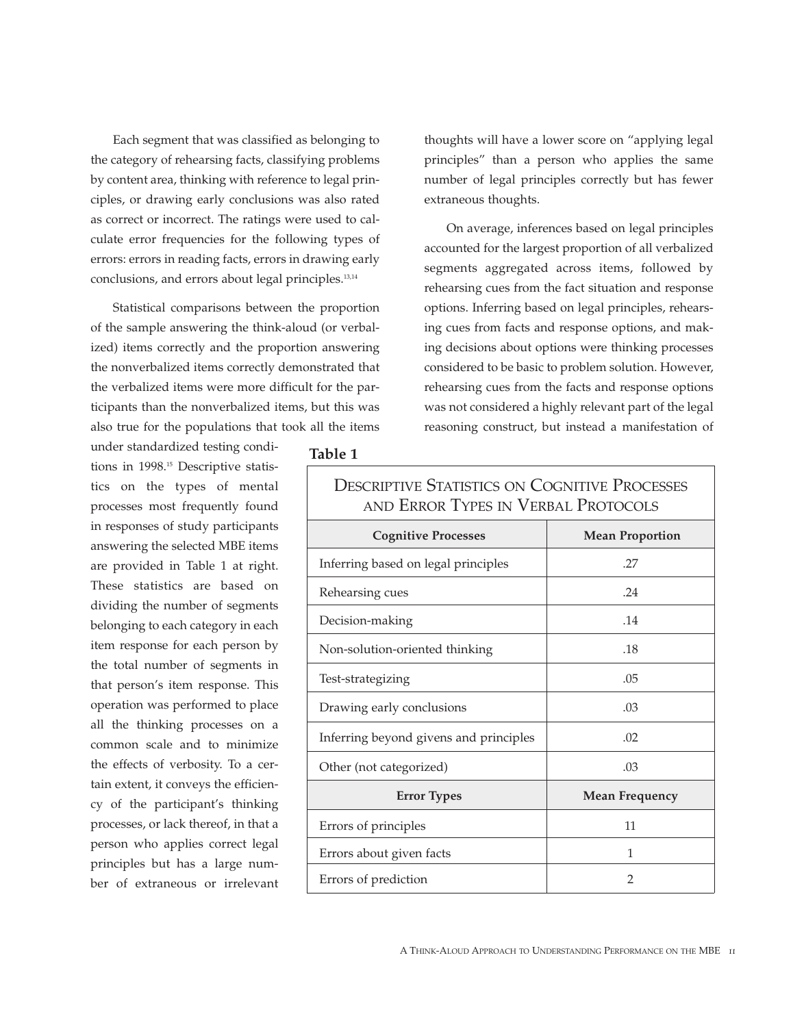Each segment that was classified as belonging to the category of rehearsing facts, classifying problems by content area, thinking with reference to legal principles, or drawing early conclusions was also rated as correct or incorrect. The ratings were used to calculate error frequencies for the following types of errors: errors in reading facts, errors in drawing early conclusions, and errors about legal principles.[13,14]

Statistical comparisons between the proportion of the sample answering the think-aloud (or verbalized) items correctly and the proportion answering the nonverbalized items correctly demonstrated that the verbalized items were more difficult for the participants than the nonverbalized items, but this was also true for the populations that took all the items under standardized testing conditions in 1998.[15] Descriptive statistics on the types of mental processes most frequently found in responses of study participants answering the selected MBE items are provided in Table 1 at right. These statistics are based on dividing the number of segments belonging to each category in each item response for each person by the total number of segments in that person's item response. This operation was performed to place all the thinking processes on a common scale and to minimize the effects of verbosity. To a certain extent, it conveys the efficiency of the participant's thinking processes, or lack thereof, in that a person who applies correct legal principles but has a large number of extraneous or irrelevant thoughts will have a lower score on "applying legal principles" than a person who applies the same number of legal principles correctly but has fewer extraneous thoughts.

On average, inferences based on legal principles accounted for the largest proportion of all verbalized segments aggregated across items, followed by rehearsing cues from the fact situation and response options. Inferring based on legal principles, rehearsing cues from facts and response options, and making decisions about options were thinking processes considered to be basic to problem solution. However, rehearsing cues from the facts and response options was not considered a highly relevant part of the legal reasoning construct, but instead a manifestation of

**Table 1**

Descriptive Statistics on Cognitive Processes and Error Types in Verbal Protocols

| Cognitive Processes | Mean Proportion |
|---|---|
| Inferring based on legal principles | .27 |
| Rehearsing cues | .24 |
| Decision-making | .14 |
| Non-solution-oriented thinking | .18 |
| Test-strategizing | .05 |
| Drawing early conclusions | .03 |
| Inferring beyond givens and principles | .02 |
| Other (not categorized) | .03 |
| **Error Types** | **Mean Frequency** |
| Errors of principles | 11 |
| Errors about given facts | 1 |
| Errors of prediction | 2 |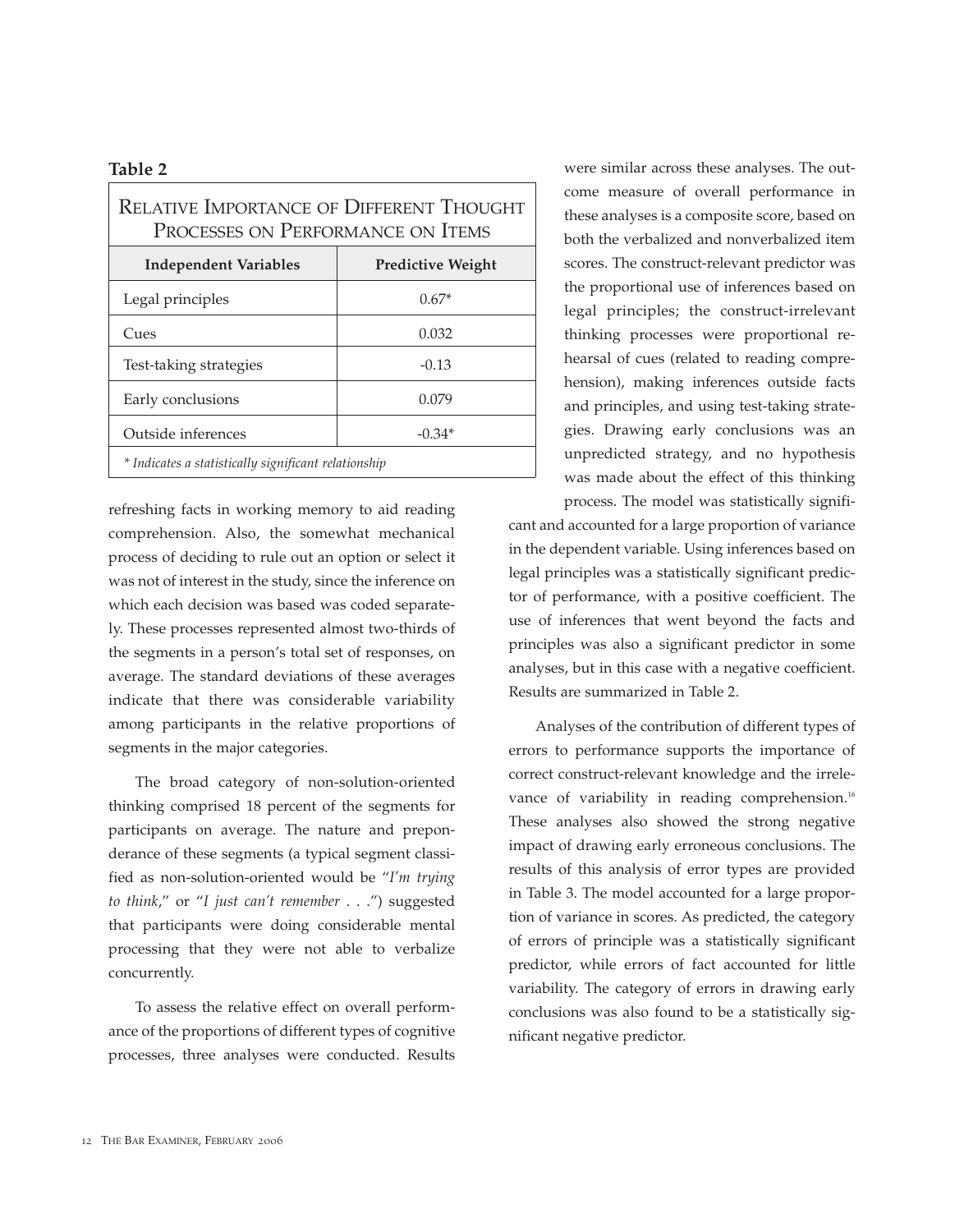**Table 2**

| Relative Importance of Different Thought Processes on Performance on Items | |
|---|---|
| **Independent Variables** | **Predictive Weight** |
| Legal principles | 0.67* |
| Cues | 0.032 |
| Test-taking strategies | -0.13 |
| Early conclusions | 0.079 |
| Outside inferences | -0.34* |

*\* Indicates a statistically significant relationship*

refreshing facts in working memory to aid reading comprehension. Also, the somewhat mechanical process of deciding to rule out an option or select it was not of interest in the study, since the inference on which each decision was based was coded separately. These processes represented almost two-thirds of the segments in a person's total set of responses, on average. The standard deviations of these averages indicate that there was considerable variability among participants in the relative proportions of segments in the major categories.

The broad category of non-solution-oriented thinking comprised 18 percent of the segments for participants on average. The nature and preponderance of these segments (a typical segment classified as non-solution-oriented would be "*I'm trying to think*," or "*I just can't remember . . .*") suggested that participants were doing considerable mental processing that they were not able to verbalize concurrently.

To assess the relative effect on overall performance of the proportions of different types of cognitive processes, three analyses were conducted. Results were similar across these analyses. The outcome measure of overall performance in these analyses is a composite score, based on both the verbalized and nonverbalized item scores. The construct-relevant predictor was the proportional use of inferences based on legal principles; the construct-irrelevant thinking processes were proportional rehearsal of cues (related to reading comprehension), making inferences outside facts and principles, and using test-taking strategies. Drawing early conclusions was an unpredicted strategy, and no hypothesis was made about the effect of this thinking process. The model was statistically significant and accounted for a large proportion of variance in the dependent variable. Using inferences based on legal principles was a statistically significant predictor of performance, with a positive coefficient. The use of inferences that went beyond the facts and principles was also a significant predictor in some analyses, but in this case with a negative coefficient. Results are summarized in Table 2.

Analyses of the contribution of different types of errors to performance supports the importance of correct construct-relevant knowledge and the irrelevance of variability in reading comprehension.[16] These analyses also showed the strong negative impact of drawing early erroneous conclusions. The results of this analysis of error types are provided in Table 3. The model accounted for a large proportion of variance in scores. As predicted, the category of errors of principle was a statistically significant predictor, while errors of fact accounted for little variability. The category of errors in drawing early conclusions was also found to be a statistically significant negative predictor.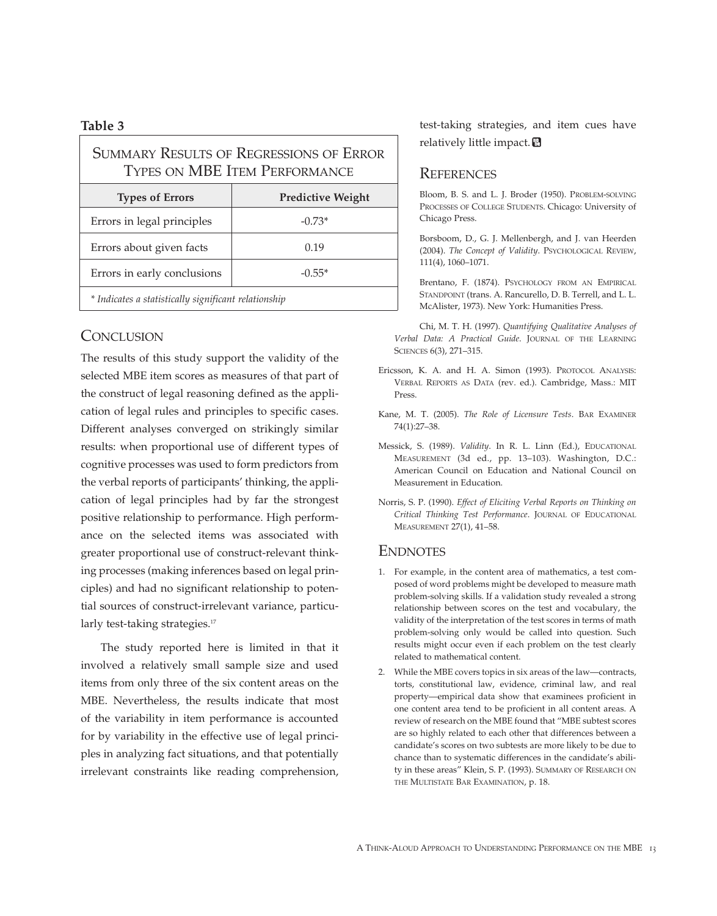**Table 3**

**Summary Results of Regressions of Error Types on MBE Item Performance**

| Types of Errors | Predictive Weight |
|---|---|
| Errors in legal principles | -0.73* |
| Errors about given facts | 0.19 |
| Errors in early conclusions | -0.55* |

*\* Indicates a statistically significant relationship*

## Conclusion

The results of this study support the validity of the selected MBE item scores as measures of that part of the construct of legal reasoning defined as the application of legal rules and principles to specific cases. Different analyses converged on strikingly similar results: when proportional use of different types of cognitive processes was used to form predictors from the verbal reports of participants' thinking, the application of legal principles had by far the strongest positive relationship to performance. High performance on the selected items was associated with greater proportional use of construct-relevant thinking processes (making inferences based on legal principles) and had no significant relationship to potential sources of construct-irrelevant variance, particularly test-taking strategies.[17]

The study reported here is limited in that it involved a relatively small sample size and used items from only three of the six content areas on the MBE. Nevertheless, the results indicate that most of the variability in item performance is accounted for by variability in the effective use of legal principles in analyzing fact situations, and that potentially irrelevant constraints like reading comprehension, test-taking strategies, and item cues have relatively little impact.

## References

Bloom, B. S. and L. J. Broder (1950). Problem-solving Processes of College Students. Chicago: University of Chicago Press.

Borsboom, D., G. J. Mellenbergh, and J. van Heerden (2004). *The Concept of Validity*. Psychological Review, 111(4), 1060–1071.

Brentano, F. (1874). Psychology from an Empirical Standpoint (trans. A. Rancurello, D. B. Terrell, and L. L. McAlister, 1973). New York: Humanities Press.

Chi, M. T. H. (1997). *Quantifying Qualitative Analyses of Verbal Data: A Practical Guide*. Journal of the Learning Sciences 6(3), 271–315.

Ericsson, K. A. and H. A. Simon (1993). Protocol Analysis: Verbal Reports as Data (rev. ed.). Cambridge, Mass.: MIT Press.

Kane, M. T. (2005). *The Role of Licensure Tests*. Bar Examiner 74(1):27–38.

Messick, S. (1989). *Validity*. In R. L. Linn (Ed.), Educational Measurement (3d ed., pp. 13–103). Washington, D.C.: American Council on Education and National Council on Measurement in Education.

Norris, S. P. (1990). *Effect of Eliciting Verbal Reports on Thinking on Critical Thinking Test Performance*. Journal of Educational Measurement 27(1), 41–58.

## Endnotes

1. For example, in the content area of mathematics, a test composed of word problems might be developed to measure math problem-solving skills. If a validation study revealed a strong relationship between scores on the test and vocabulary, the validity of the interpretation of the test scores in terms of math problem-solving only would be called into question. Such results might occur even if each problem on the test clearly related to mathematical content.
2. While the MBE covers topics in six areas of the law—contracts, torts, constitutional law, evidence, criminal law, and real property—empirical data show that examinees proficient in one content area tend to be proficient in all content areas. A review of research on the MBE found that "MBE subtest scores are so highly related to each other that differences between a candidate's scores on two subtests are more likely to be due to chance than to systematic differences in the candidate's ability in these areas" Klein, S. P. (1993). Summary of Research on the Multistate Bar Examination, p. 18.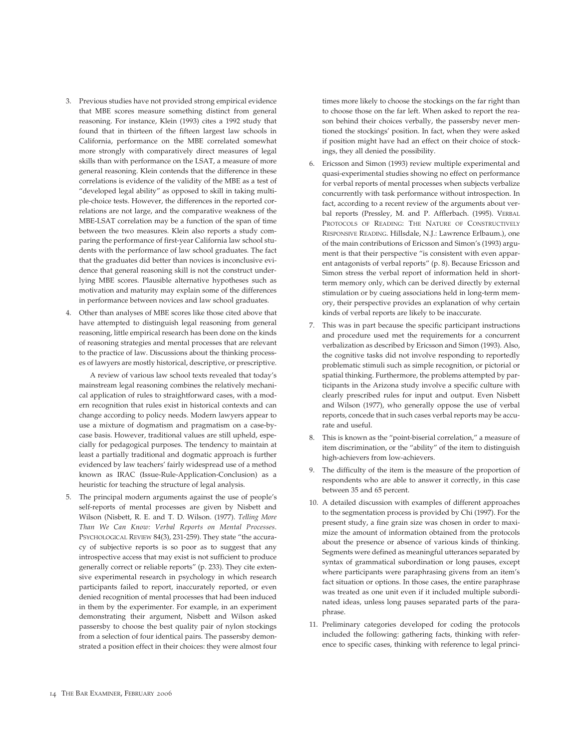3. Previous studies have not provided strong empirical evidence that MBE scores measure something distinct from general reasoning. For instance, Klein (1993) cites a 1992 study that found that in thirteen of the fifteen largest law schools in California, performance on the MBE correlated somewhat more strongly with comparatively direct measures of legal skills than with performance on the LSAT, a measure of more general reasoning. Klein contends that the difference in these correlations is evidence of the validity of the MBE as a test of "developed legal ability" as opposed to skill in taking multiple-choice tests. However, the differences in the reported correlations are not large, and the comparative weakness of the MBE-LSAT correlation may be a function of the span of time between the two measures. Klein also reports a study comparing the performance of first-year California law school students with the performance of law school graduates. The fact that the graduates did better than novices is inconclusive evidence that general reasoning skill is not the construct underlying MBE scores. Plausible alternative hypotheses such as motivation and maturity may explain some of the differences in performance between novices and law school graduates.

4. Other than analyses of MBE scores like those cited above that have attempted to distinguish legal reasoning from general reasoning, little empirical research has been done on the kinds of reasoning strategies and mental processes that are relevant to the practice of law. Discussions about the thinking processes of lawyers are mostly historical, descriptive, or prescriptive.

   A review of various law school texts revealed that today's mainstream legal reasoning combines the relatively mechanical application of rules to straightforward cases, with a modern recognition that rules exist in historical contexts and can change according to policy needs. Modern lawyers appear to use a mixture of dogmatism and pragmatism on a case-by-case basis. However, traditional values are still upheld, especially for pedagogical purposes. The tendency to maintain at least a partially traditional and dogmatic approach is further evidenced by law teachers' fairly widespread use of a method known as IRAC (Issue-Rule-Application-Conclusion) as a heuristic for teaching the structure of legal analysis.

5. The principal modern arguments against the use of people's self-reports of mental processes are given by Nisbett and Wilson (Nisbett, R. E. and T. D. Wilson. (1977). *Telling More Than We Can Know: Verbal Reports on Mental Processes*. PSYCHOLOGICAL REVIEW 84(3), 231-259). They state "the accuracy of subjective reports is so poor as to suggest that any introspective access that may exist is not sufficient to produce generally correct or reliable reports" (p. 233). They cite extensive experimental research in psychology in which research participants failed to report, inaccurately reported, or even denied recognition of mental processes that had been induced in them by the experimenter. For example, in an experiment demonstrating their argument, Nisbett and Wilson asked passersby to choose the best quality pair of nylon stockings from a selection of four identical pairs. The passersby demonstrated a position effect in their choices: they were almost four times more likely to choose the stockings on the far right than to choose those on the far left. When asked to report the reason behind their choices verbally, the passersby never mentioned the stockings' position. In fact, when they were asked if position might have had an effect on their choice of stockings, they all denied the possibility.

6. Ericsson and Simon (1993) review multiple experimental and quasi-experimental studies showing no effect on performance for verbal reports of mental processes when subjects verbalize concurrently with task performance without introspection. In fact, according to a recent review of the arguments about verbal reports (Pressley, M. and P. Afflerbach. (1995). VERBAL PROTOCOLS OF READING: THE NATURE OF CONSTRUCTIVELY RESPONSIVE READING. Hillsdale, N.J.: Lawrence Erlbaum.), one of the main contributions of Ericsson and Simon's (1993) argument is that their perspective "is consistent with even apparent antagonists of verbal reports" (p. 8). Because Ericsson and Simon stress the verbal report of information held in short-term memory only, which can be derived directly by external stimulation or by cueing associations held in long-term memory, their perspective provides an explanation of why certain kinds of verbal reports are likely to be inaccurate.

7. This was in part because the specific participant instructions and procedure used met the requirements for a concurrent verbalization as described by Ericsson and Simon (1993). Also, the cognitive tasks did not involve responding to reportedly problematic stimuli such as simple recognition, or pictorial or spatial thinking. Furthermore, the problems attempted by participants in the Arizona study involve a specific culture with clearly prescribed rules for input and output. Even Nisbett and Wilson (1977), who generally oppose the use of verbal reports, concede that in such cases verbal reports may be accurate and useful.

8. This is known as the "point-biserial correlation," a measure of item discrimination, or the "ability" of the item to distinguish high-achievers from low-achievers.

9. The difficulty of the item is the measure of the proportion of respondents who are able to answer it correctly, in this case between 35 and 65 percent.

10. A detailed discussion with examples of different approaches to the segmentation process is provided by Chi (1997). For the present study, a fine grain size was chosen in order to maximize the amount of information obtained from the protocols about the presence or absence of various kinds of thinking. Segments were defined as meaningful utterances separated by syntax of grammatical subordination or long pauses, except where participants were paraphrasing givens from an item's fact situation or options. In those cases, the entire paraphrase was treated as one unit even if it included multiple subordinated ideas, unless long pauses separated parts of the paraphrase.

11. Preliminary categories developed for coding the protocols included the following: gathering facts, thinking with reference to specific cases, thinking with reference to legal princi-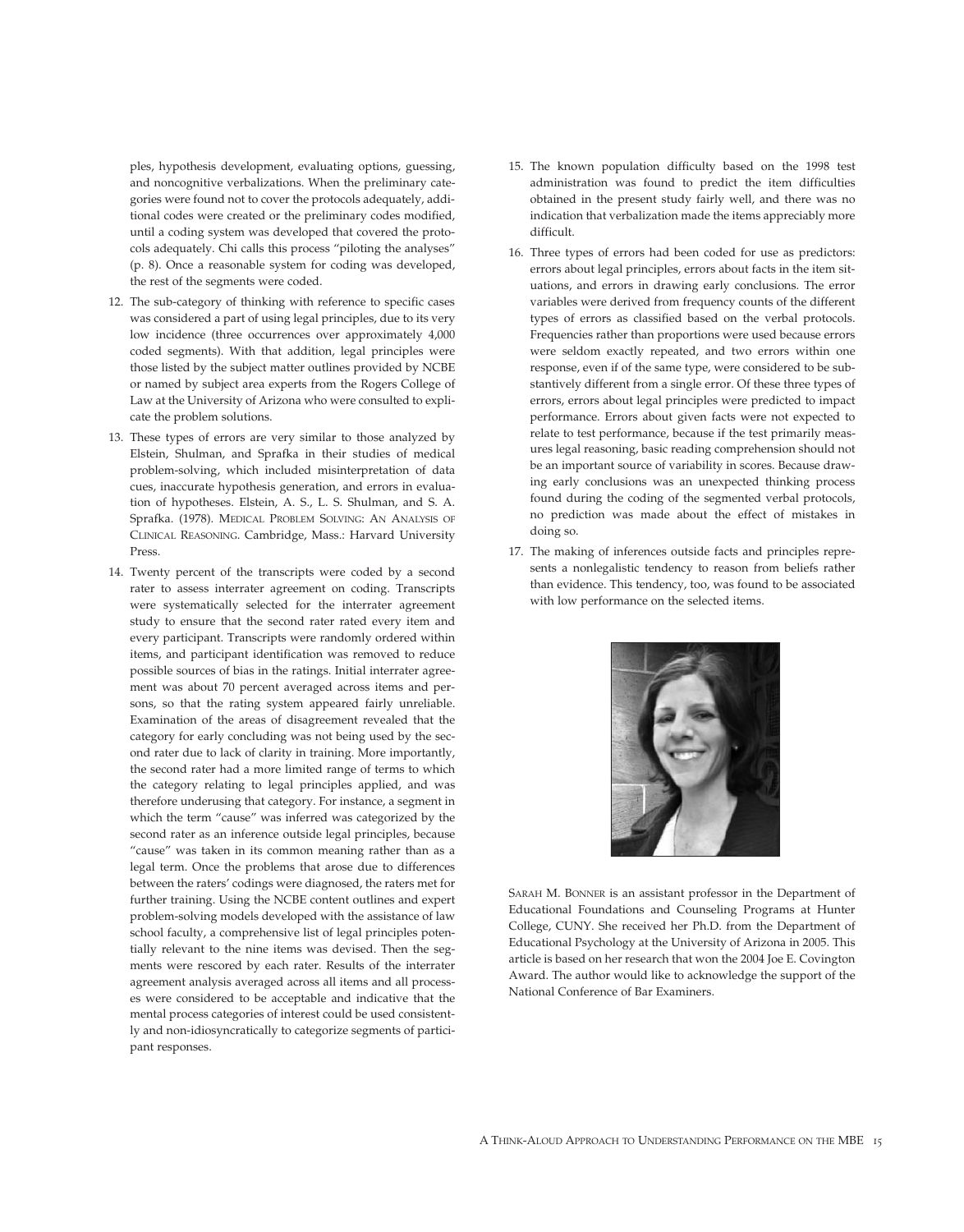ples, hypothesis development, evaluating options, guessing, and noncognitive verbalizations. When the preliminary categories were found not to cover the protocols adequately, additional codes were created or the preliminary codes modified, until a coding system was developed that covered the protocols adequately. Chi calls this process "piloting the analyses" (p. 8). Once a reasonable system for coding was developed, the rest of the segments were coded.

12. The sub-category of thinking with reference to specific cases was considered a part of using legal principles, due to its very low incidence (three occurrences over approximately 4,000 coded segments). With that addition, legal principles were those listed by the subject matter outlines provided by NCBE or named by subject area experts from the Rogers College of Law at the University of Arizona who were consulted to explicate the problem solutions.

13. These types of errors are very similar to those analyzed by Elstein, Shulman, and Sprafka in their studies of medical problem-solving, which included misinterpretation of data cues, inaccurate hypothesis generation, and errors in evaluation of hypotheses. Elstein, A. S., L. S. Shulman, and S. A. Sprafka. (1978). MEDICAL PROBLEM SOLVING: AN ANALYSIS OF CLINICAL REASONING. Cambridge, Mass.: Harvard University Press.

14. Twenty percent of the transcripts were coded by a second rater to assess interrater agreement on coding. Transcripts were systematically selected for the interrater agreement study to ensure that the second rater rated every item and every participant. Transcripts were randomly ordered within items, and participant identification was removed to reduce possible sources of bias in the ratings. Initial interrater agreement was about 70 percent averaged across items and persons, so that the rating system appeared fairly unreliable. Examination of the areas of disagreement revealed that the category for early concluding was not being used by the second rater due to lack of clarity in training. More importantly, the second rater had a more limited range of terms to which the category relating to legal principles applied, and was therefore underusing that category. For instance, a segment in which the term "cause" was inferred was categorized by the second rater as an inference outside legal principles, because "cause" was taken in its common meaning rather than as a legal term. Once the problems that arose due to differences between the raters' codings were diagnosed, the raters met for further training. Using the NCBE content outlines and expert problem-solving models developed with the assistance of law school faculty, a comprehensive list of legal principles potentially relevant to the nine items was devised. Then the segments were rescored by each rater. Results of the interrater agreement analysis averaged across all items and all processes were considered to be acceptable and indicative that the mental process categories of interest could be used consistently and non-idiosyncratically to categorize segments of participant responses.

15. The known population difficulty based on the 1998 test administration was found to predict the item difficulties obtained in the present study fairly well, and there was no indication that verbalization made the items appreciably more difficult.

16. Three types of errors had been coded for use as predictors: errors about legal principles, errors about facts in the item situations, and errors in drawing early conclusions. The error variables were derived from frequency counts of the different types of errors as classified based on the verbal protocols. Frequencies rather than proportions were used because errors were seldom exactly repeated, and two errors within one response, even if of the same type, were considered to be substantively different from a single error. Of these three types of errors, errors about legal principles were predicted to impact performance. Errors about given facts were not expected to relate to test performance, because if the test primarily measures legal reasoning, basic reading comprehension should not be an important source of variability in scores. Because drawing early conclusions was an unexpected thinking process found during the coding of the segmented verbal protocols, no prediction was made about the effect of mistakes in doing so.

17. The making of inferences outside facts and principles represents a nonlegalistic tendency to reason from beliefs rather than evidence. This tendency, too, was found to be associated with low performance on the selected items.

SARAH M. BONNER is an assistant professor in the Department of Educational Foundations and Counseling Programs at Hunter College, CUNY. She received her Ph.D. from the Department of Educational Psychology at the University of Arizona in 2005. This article is based on her research that won the 2004 Joe E. Covington Award. The author would like to acknowledge the support of the National Conference of Bar Examiners.